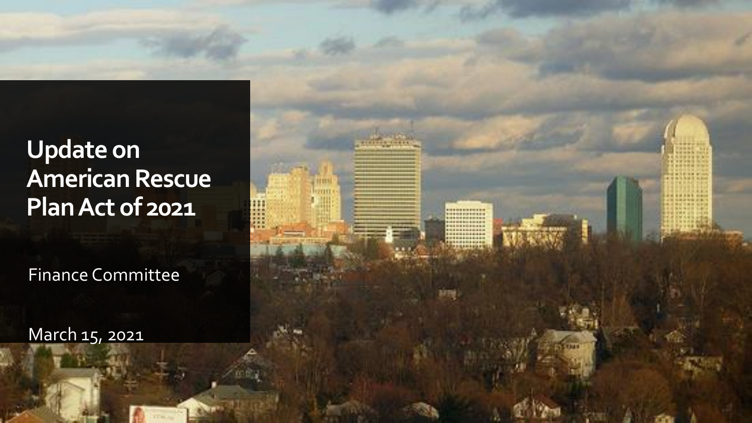# Update on American Rescue Plan Act of 2021

Finance Committee

March 15, 2021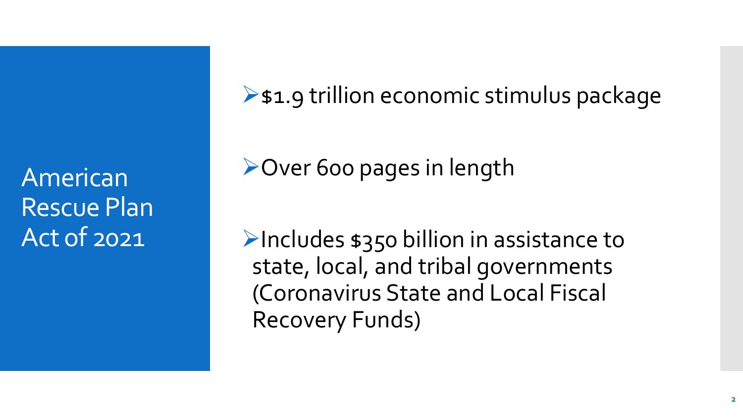# American Rescue Plan Act of 2021

- $1.9 trillion economic stimulus package
- Over 600 pages in length
- Includes $350 billion in assistance to state, local, and tribal governments (Coronavirus State and Local Fiscal Recovery Funds)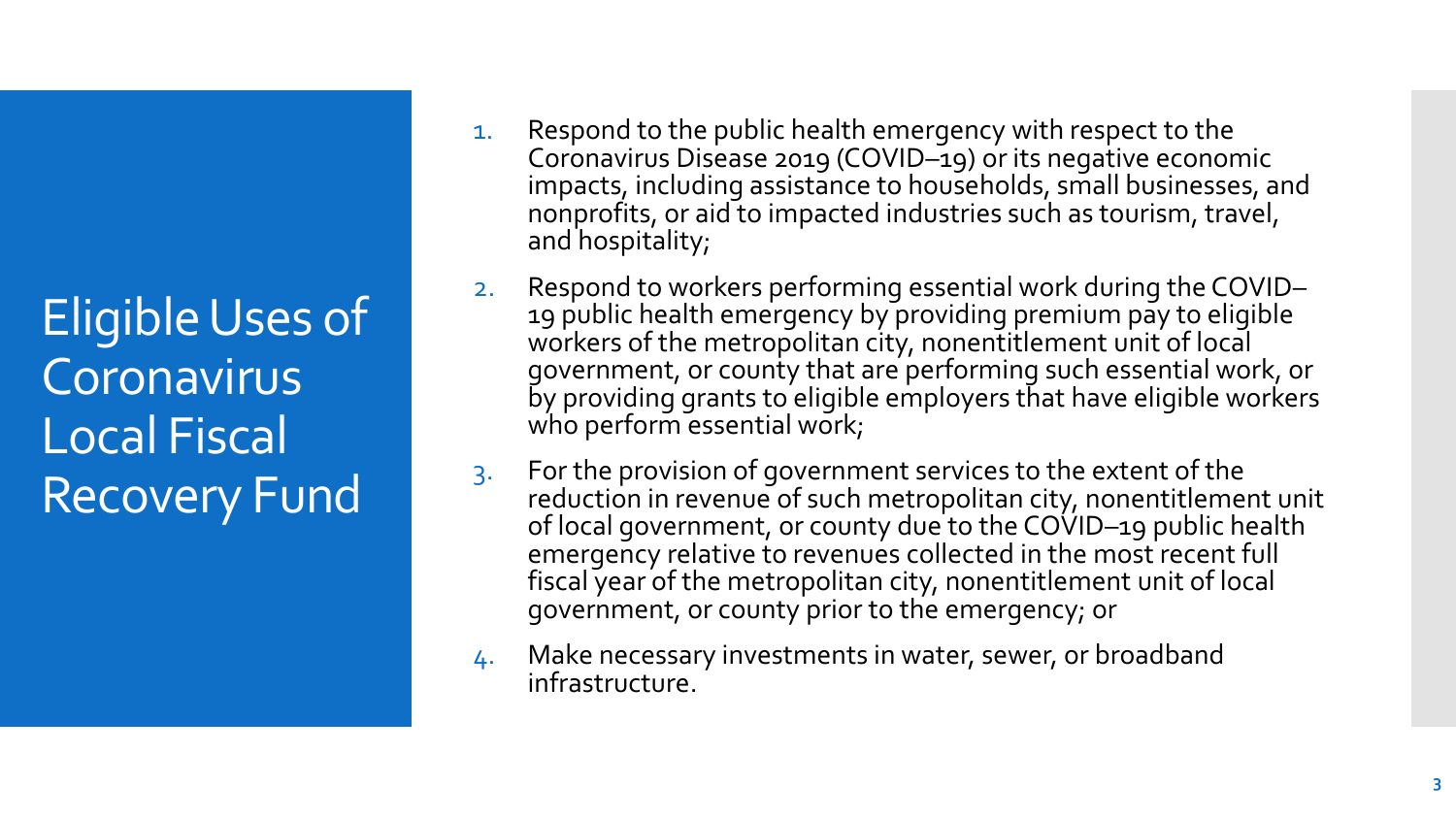# Eligible Uses of Coronavirus Local Fiscal Recovery Fund

1. Respond to the public health emergency with respect to the Coronavirus Disease 2019 (COVID–19) or its negative economic impacts, including assistance to households, small businesses, and nonprofits, or aid to impacted industries such as tourism, travel, and hospitality;
2. Respond to workers performing essential work during the COVID–19 public health emergency by providing premium pay to eligible workers of the metropolitan city, nonentitlement unit of local government, or county that are performing such essential work, or by providing grants to eligible employers that have eligible workers who perform essential work;
3. For the provision of government services to the extent of the reduction in revenue of such metropolitan city, nonentitlement unit of local government, or county due to the COVID–19 public health emergency relative to revenues collected in the most recent full fiscal year of the metropolitan city, nonentitlement unit of local government, or county prior to the emergency; or
4. Make necessary investments in water, sewer, or broadband infrastructure.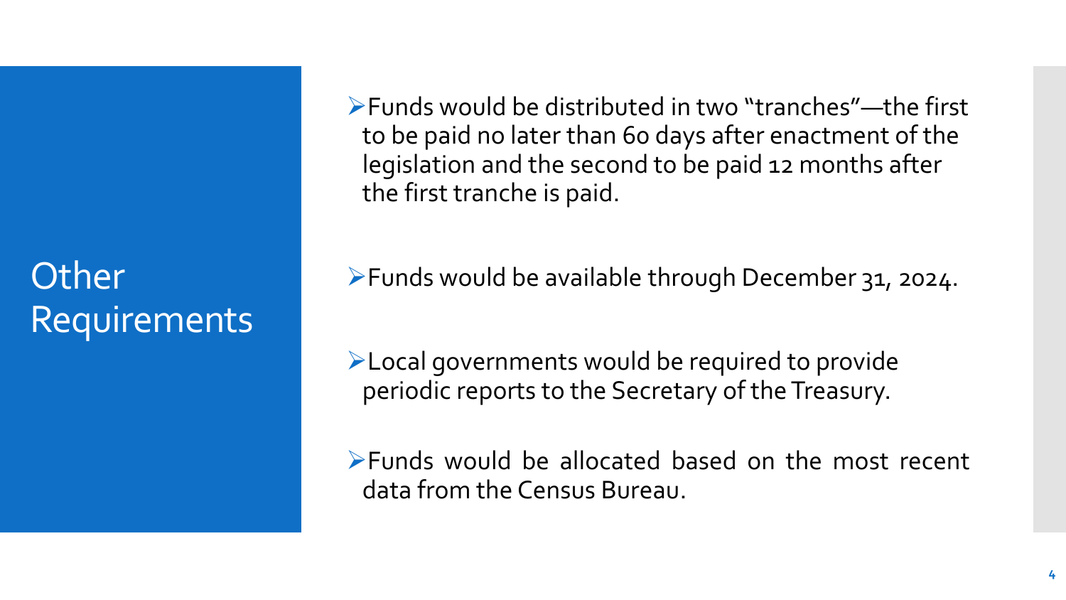# Other Requirements

- Funds would be distributed in two "tranches"—the first to be paid no later than 60 days after enactment of the legislation and the second to be paid 12 months after the first tranche is paid.
- Funds would be available through December 31, 2024.
- Local governments would be required to provide periodic reports to the Secretary of the Treasury.
- Funds would be allocated based on the most recent data from the Census Bureau.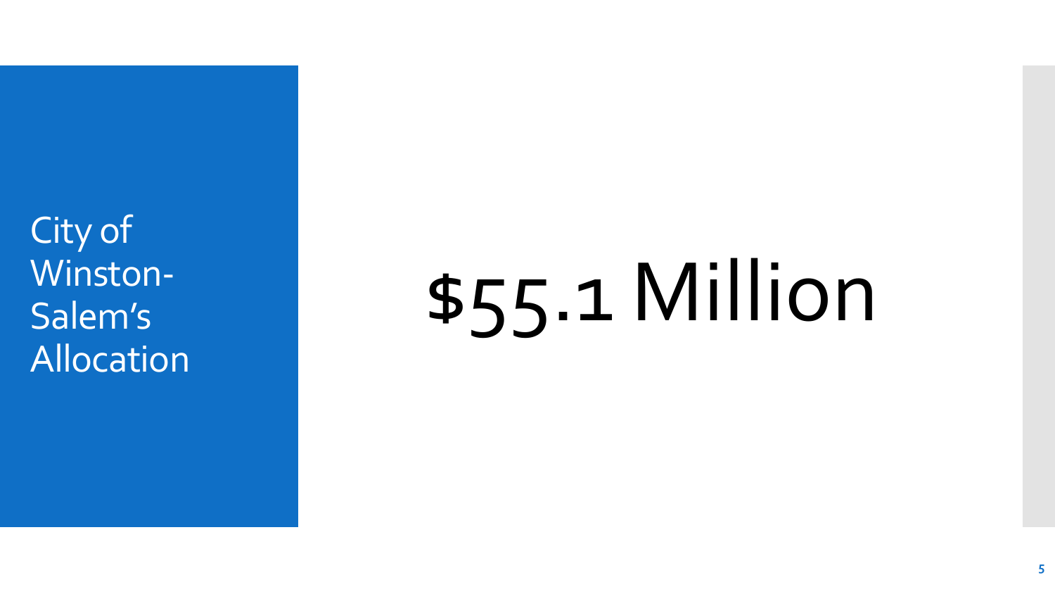# City of Winston-Salem's Allocation

$55.1 Million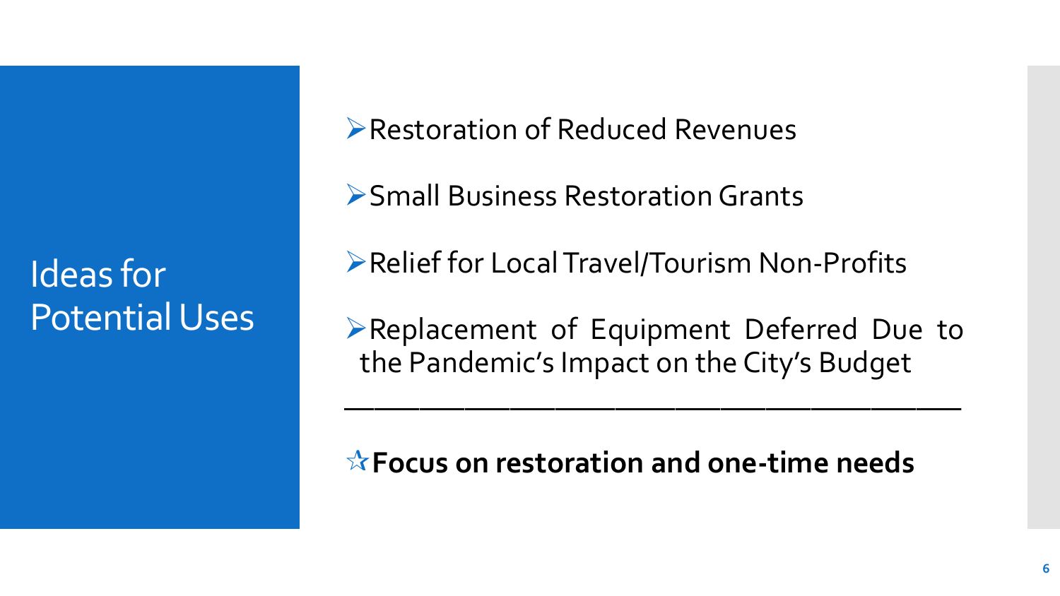# Ideas for Potential Uses

- Restoration of Reduced Revenues
- Small Business Restoration Grants
- Relief for Local Travel/Tourism Non-Profits
- Replacement of Equipment Deferred Due to the Pandemic's Impact on the City's Budget

---

☆ **Focus on restoration and one-time needs**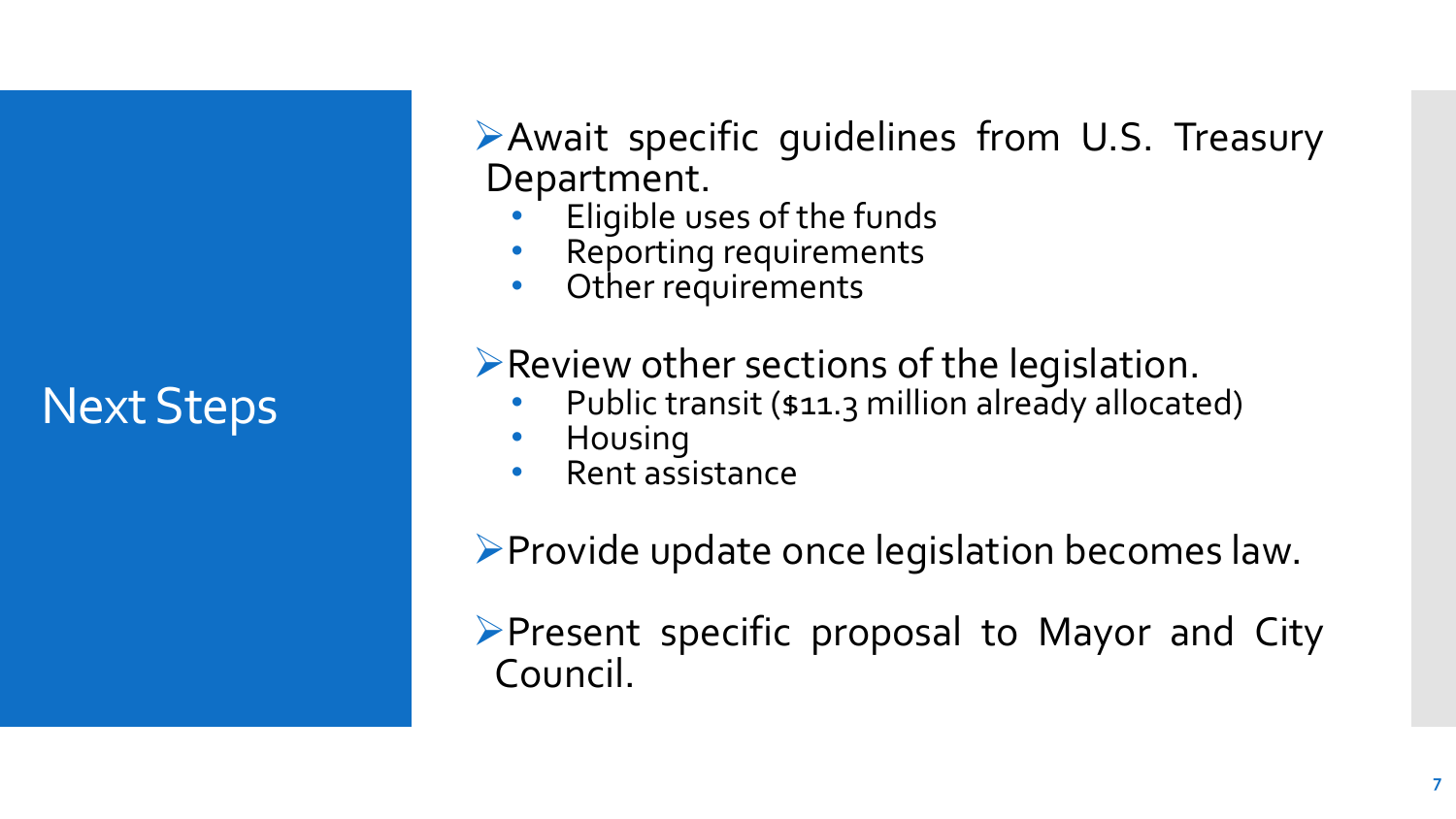# Next Steps

- Await specific guidelines from U.S. Treasury Department.
  - Eligible uses of the funds
  - Reporting requirements
  - Other requirements
- Review other sections of the legislation.
  - Public transit ($11.3 million already allocated)
  - Housing
  - Rent assistance
- Provide update once legislation becomes law.
- Present specific proposal to Mayor and City Council.